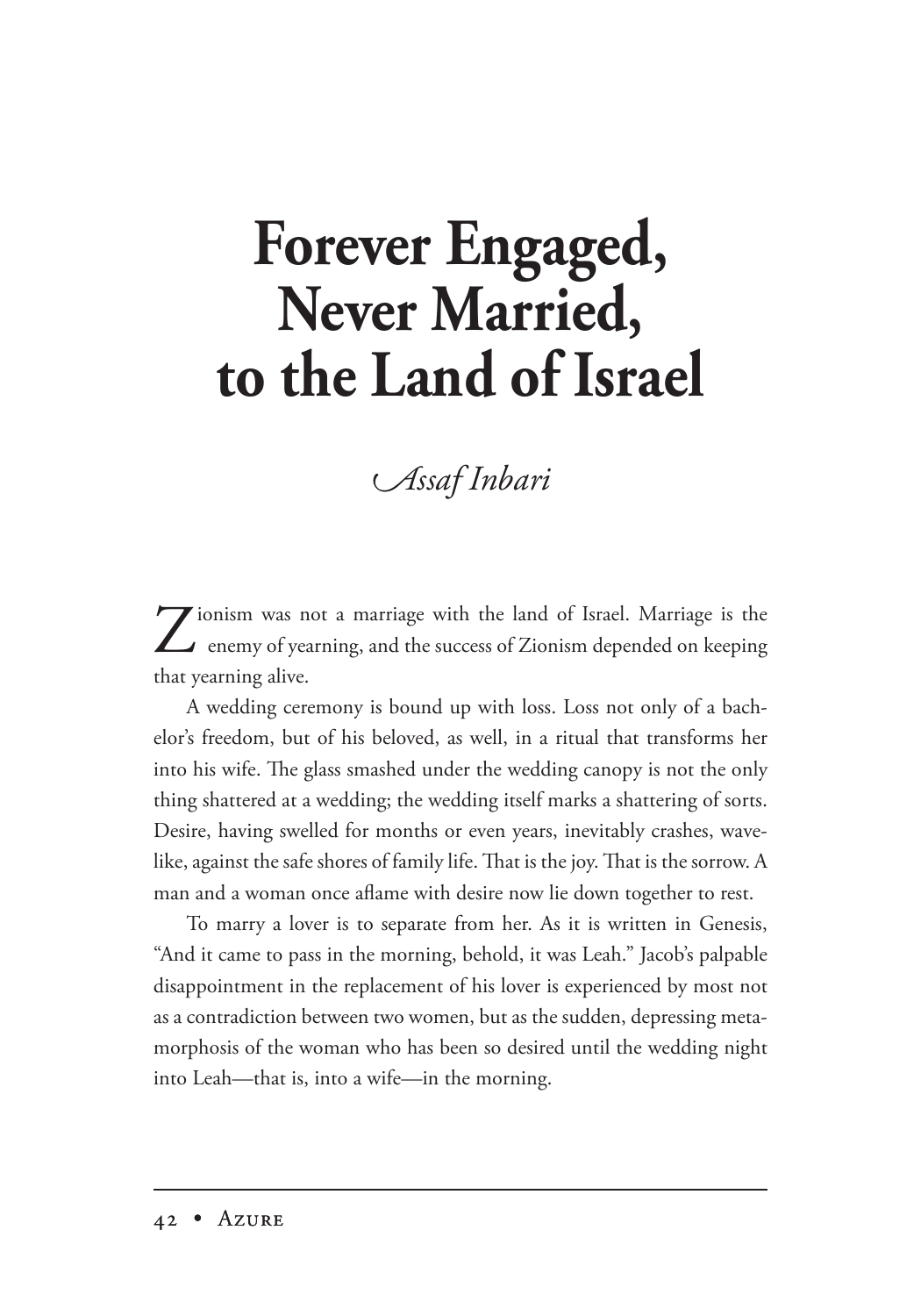# Forever Engaged, Never Married, to the Land of Israel

*Assaf Inbari*

Zionism was not a marriage with the land of Israel. Marriage is the enemy of yearning, and the success of Zionism depended on keeping that yearning alive.

A wedding ceremony is bound up with loss. Loss not only of a bachelor's freedom, but of his beloved, as well, in a ritual that transforms her into his wife. The glass smashed under the wedding canopy is not the only thing shattered at a wedding; the wedding itself marks a shattering of sorts. Desire, having swelled for months or even years, inevitably crashes, wavelike, against the safe shores of family life. That is the joy. That is the sorrow. A man and a woman once aflame with desire now lie down together to rest.

To marry a lover is to separate from her. As it is written in Genesis, "And it came to pass in the morning, behold, it was Leah." Jacob's palpable disappointment in the replacement of his lover is experienced by most not as a contradiction between two women, but as the sudden, depressing metamorphosis of the woman who has been so desired until the wedding night into Leah—that is, into a wife—in the morning.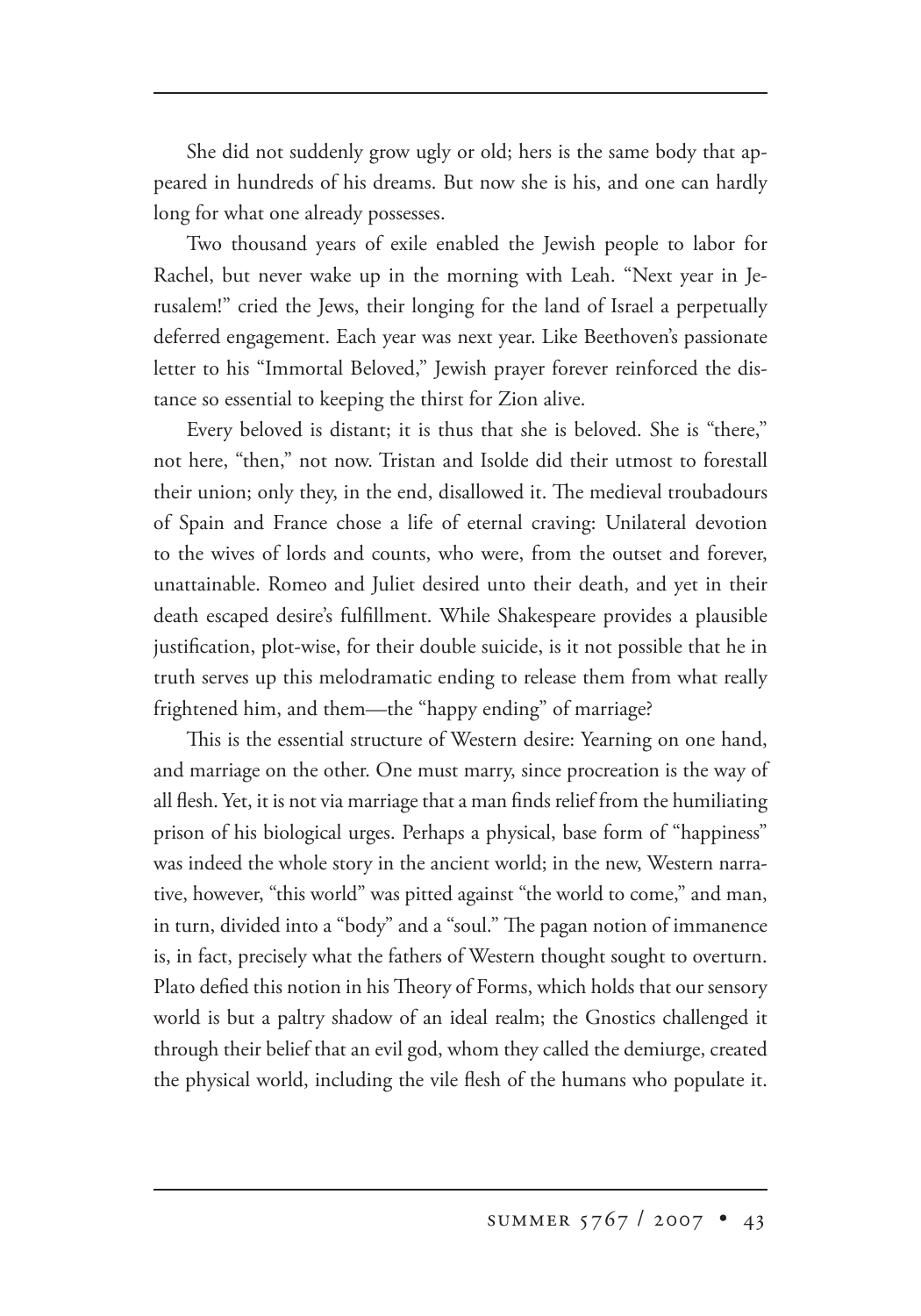She did not suddenly grow ugly or old; hers is the same body that appeared in hundreds of his dreams. But now she is his, and one can hardly long for what one already possesses.

Two thousand years of exile enabled the Jewish people to labor for Rachel, but never wake up in the morning with Leah. "Next year in Jerusalem!" cried the Jews, their longing for the land of Israel a perpetually deferred engagement. Each year was next year. Like Beethoven's passionate letter to his "Immortal Beloved," Jewish prayer forever reinforced the distance so essential to keeping the thirst for Zion alive.

Every beloved is distant; it is thus that she is beloved. She is "there," not here, "then," not now. Tristan and Isolde did their utmost to forestall their union; only they, in the end, disallowed it. The medieval troubadours of Spain and France chose a life of eternal craving: Unilateral devotion to the wives of lords and counts, who were, from the outset and forever, unattainable. Romeo and Juliet desired unto their death, and yet in their death escaped desire's fulfillment. While Shakespeare provides a plausible justification, plot-wise, for their double suicide, is it not possible that he in truth serves up this melodramatic ending to release them from what really frightened him, and them—the "happy ending" of marriage?

This is the essential structure of Western desire: Yearning on one hand, and marriage on the other. One must marry, since procreation is the way of all flesh. Yet, it is not via marriage that a man finds relief from the humiliating prison of his biological urges. Perhaps a physical, base form of "happiness" was indeed the whole story in the ancient world; in the new, Western narrative, however, "this world" was pitted against "the world to come," and man, in turn, divided into a "body" and a "soul." The pagan notion of immanence is, in fact, precisely what the fathers of Western thought sought to overturn. Plato defied this notion in his Theory of Forms, which holds that our sensory world is but a paltry shadow of an ideal realm; the Gnostics challenged it through their belief that an evil god, whom they called the demiurge, created the physical world, including the vile flesh of the humans who populate it.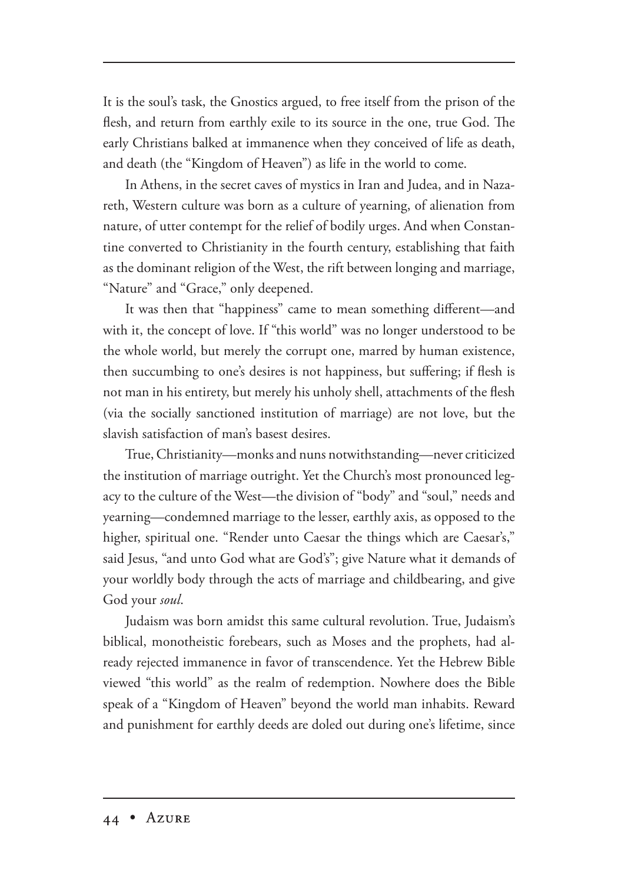It is the soul's task, the Gnostics argued, to free itself from the prison of the flesh, and return from earthly exile to its source in the one, true God. The early Christians balked at immanence when they conceived of life as death, and death (the "Kingdom of Heaven") as life in the world to come.

In Athens, in the secret caves of mystics in Iran and Judea, and in Nazareth, Western culture was born as a culture of yearning, of alienation from nature, of utter contempt for the relief of bodily urges. And when Constantine converted to Christianity in the fourth century, establishing that faith as the dominant religion of the West, the rift between longing and marriage, "Nature" and "Grace," only deepened.

It was then that "happiness" came to mean something different—and with it, the concept of love. If "this world" was no longer understood to be the whole world, but merely the corrupt one, marred by human existence, then succumbing to one's desires is not happiness, but suffering; if flesh is not man in his entirety, but merely his unholy shell, attachments of the flesh (via the socially sanctioned institution of marriage) are not love, but the slavish satisfaction of man's basest desires.

True, Christianity—monks and nuns notwithstanding—never criticized the institution of marriage outright. Yet the Church's most pronounced legacy to the culture of the West—the division of "body" and "soul," needs and yearning—condemned marriage to the lesser, earthly axis, as opposed to the higher, spiritual one. "Render unto Caesar the things which are Caesar's," said Jesus, "and unto God what are God's"; give Nature what it demands of your worldly body through the acts of marriage and childbearing, and give God your *soul*.

Judaism was born amidst this same cultural revolution. True, Judaism's biblical, monotheistic forebears, such as Moses and the prophets, had already rejected immanence in favor of transcendence. Yet the Hebrew Bible viewed "this world" as the realm of redemption. Nowhere does the Bible speak of a "Kingdom of Heaven" beyond the world man inhabits. Reward and punishment for earthly deeds are doled out during one's lifetime, since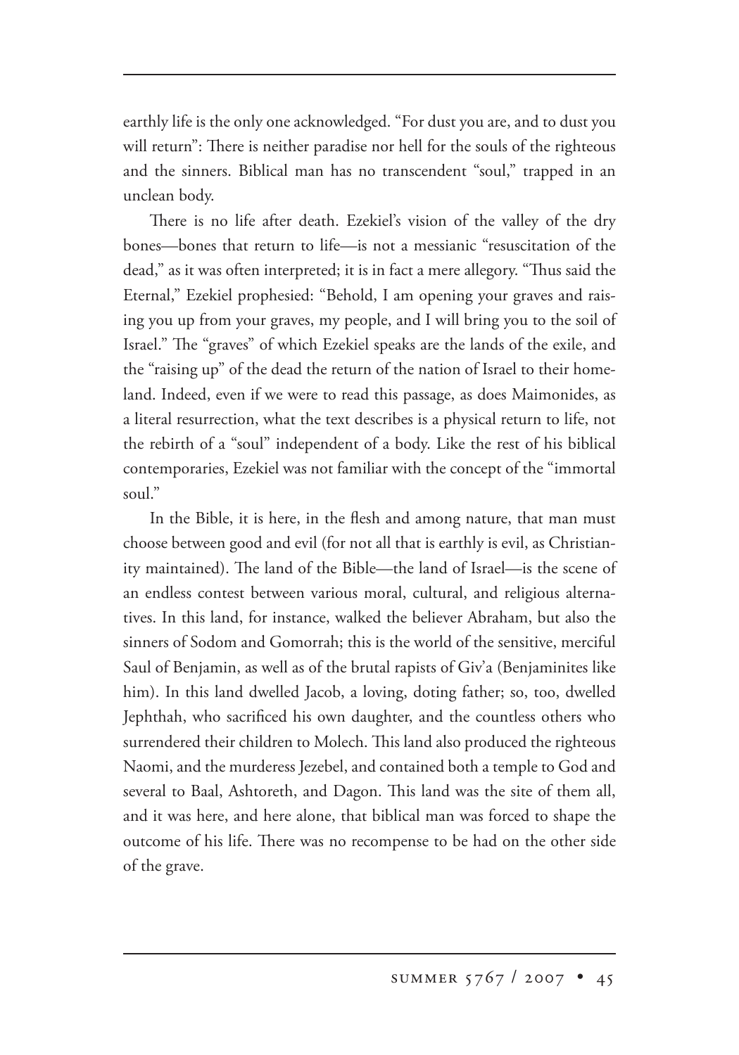earthly life is the only one acknowledged. "For dust you are, and to dust you will return": There is neither paradise nor hell for the souls of the righteous and the sinners. Biblical man has no transcendent "soul," trapped in an unclean body.

There is no life after death. Ezekiel's vision of the valley of the dry bones—bones that return to life—is not a messianic "resuscitation of the dead," as it was often interpreted; it is in fact a mere allegory. "Thus said the Eternal," Ezekiel prophesied: "Behold, I am opening your graves and raising you up from your graves, my people, and I will bring you to the soil of Israel." The "graves" of which Ezekiel speaks are the lands of the exile, and the "raising up" of the dead the return of the nation of Israel to their homeland. Indeed, even if we were to read this passage, as does Maimonides, as a literal resurrection, what the text describes is a physical return to life, not the rebirth of a "soul" independent of a body. Like the rest of his biblical contemporaries, Ezekiel was not familiar with the concept of the "immortal soul."

In the Bible, it is here, in the flesh and among nature, that man must choose between good and evil (for not all that is earthly is evil, as Christianity maintained). The land of the Bible—the land of Israel—is the scene of an endless contest between various moral, cultural, and religious alternatives. In this land, for instance, walked the believer Abraham, but also the sinners of Sodom and Gomorrah; this is the world of the sensitive, merciful Saul of Benjamin, as well as of the brutal rapists of Giv'a (Benjaminites like him). In this land dwelled Jacob, a loving, doting father; so, too, dwelled Jephthah, who sacrificed his own daughter, and the countless others who surrendered their children to Molech. This land also produced the righteous Naomi, and the murderess Jezebel, and contained both a temple to God and several to Baal, Ashtoreth, and Dagon. This land was the site of them all, and it was here, and here alone, that biblical man was forced to shape the outcome of his life. There was no recompense to be had on the other side of the grave.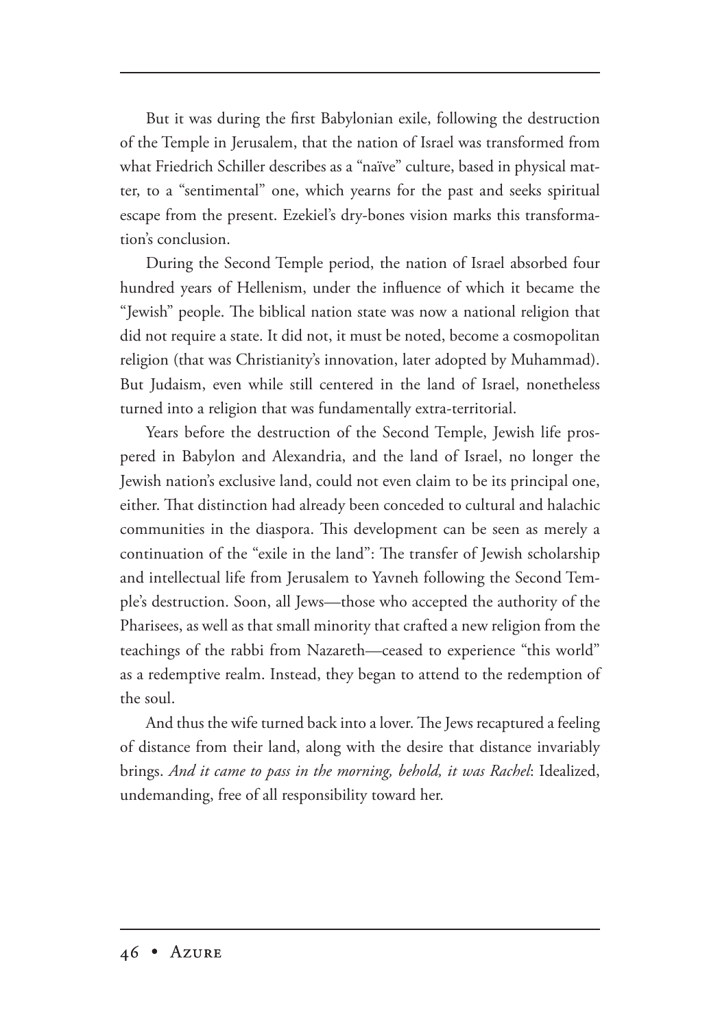But it was during the first Babylonian exile, following the destruction of the Temple in Jerusalem, that the nation of Israel was transformed from what Friedrich Schiller describes as a "naïve" culture, based in physical matter, to a "sentimental" one, which yearns for the past and seeks spiritual escape from the present. Ezekiel's dry-bones vision marks this transformation's conclusion.

During the Second Temple period, the nation of Israel absorbed four hundred years of Hellenism, under the influence of which it became the "Jewish" people. The biblical nation state was now a national religion that did not require a state. It did not, it must be noted, become a cosmopolitan religion (that was Christianity's innovation, later adopted by Muhammad). But Judaism, even while still centered in the land of Israel, nonetheless turned into a religion that was fundamentally extra-territorial.

Years before the destruction of the Second Temple, Jewish life prospered in Babylon and Alexandria, and the land of Israel, no longer the Jewish nation's exclusive land, could not even claim to be its principal one, either. That distinction had already been conceded to cultural and halachic communities in the diaspora. This development can be seen as merely a continuation of the "exile in the land": The transfer of Jewish scholarship and intellectual life from Jerusalem to Yavneh following the Second Temple's destruction. Soon, all Jews—those who accepted the authority of the Pharisees, as well as that small minority that crafted a new religion from the teachings of the rabbi from Nazareth—ceased to experience "this world" as a redemptive realm. Instead, they began to attend to the redemption of the soul.

And thus the wife turned back into a lover. The Jews recaptured a feeling of distance from their land, along with the desire that distance invariably brings. *And it came to pass in the morning, behold, it was Rachel*: Idealized, undemanding, free of all responsibility toward her.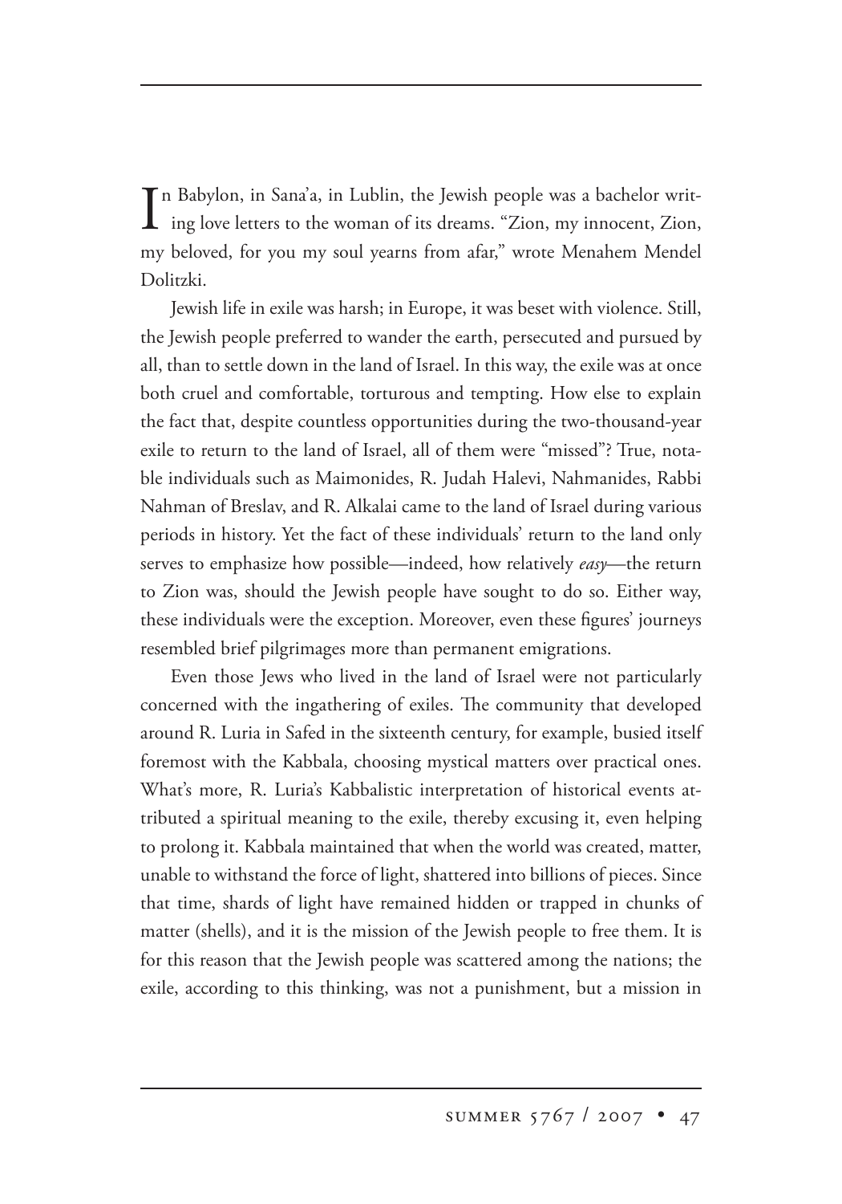In Babylon, in Sana'a, in Lublin, the Jewish people was a bachelor writing love letters to the woman of its dreams. "Zion, my innocent, Zion, my beloved, for you my soul yearns from afar," wrote Menahem Mendel Dolitzki.

Jewish life in exile was harsh; in Europe, it was beset with violence. Still, the Jewish people preferred to wander the earth, persecuted and pursued by all, than to settle down in the land of Israel. In this way, the exile was at once both cruel and comfortable, torturous and tempting. How else to explain the fact that, despite countless opportunities during the two-thousand-year exile to return to the land of Israel, all of them were "missed"? True, notable individuals such as Maimonides, R. Judah Halevi, Nahmanides, Rabbi Nahman of Breslav, and R. Alkalai came to the land of Israel during various periods in history. Yet the fact of these individuals' return to the land only serves to emphasize how possible—indeed, how relatively *easy*—the return to Zion was, should the Jewish people have sought to do so. Either way, these individuals were the exception. Moreover, even these figures' journeys resembled brief pilgrimages more than permanent emigrations.

Even those Jews who lived in the land of Israel were not particularly concerned with the ingathering of exiles. The community that developed around R. Luria in Safed in the sixteenth century, for example, busied itself foremost with the Kabbala, choosing mystical matters over practical ones. What's more, R. Luria's Kabbalistic interpretation of historical events attributed a spiritual meaning to the exile, thereby excusing it, even helping to prolong it. Kabbala maintained that when the world was created, matter, unable to withstand the force of light, shattered into billions of pieces. Since that time, shards of light have remained hidden or trapped in chunks of matter (shells), and it is the mission of the Jewish people to free them. It is for this reason that the Jewish people was scattered among the nations; the exile, according to this thinking, was not a punishment, but a mission in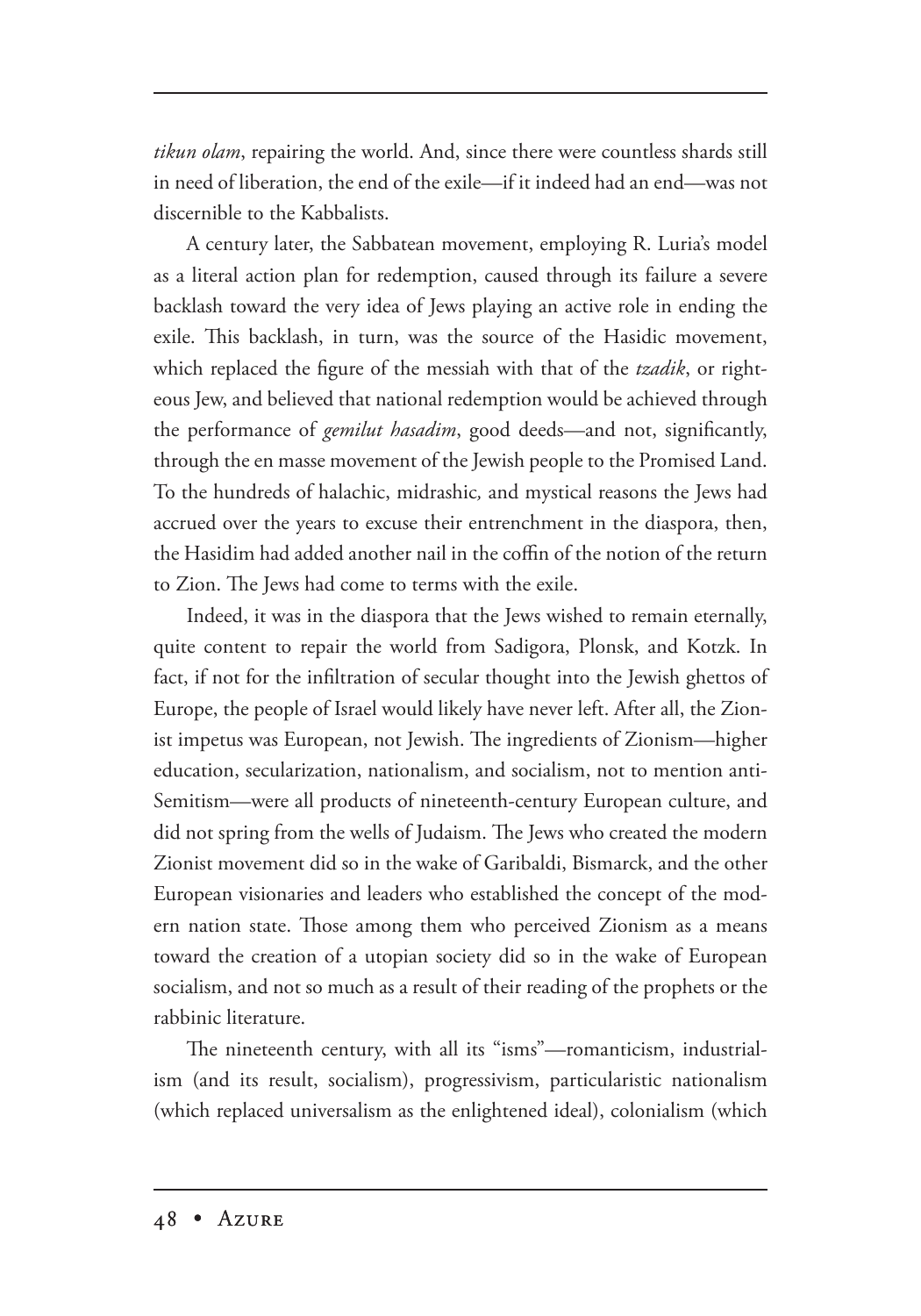*tikun olam*, repairing the world. And, since there were countless shards still in need of liberation, the end of the exile—if it indeed had an end—was not discernible to the Kabbalists.

A century later, the Sabbatean movement, employing R. Luria's model as a literal action plan for redemption, caused through its failure a severe backlash toward the very idea of Jews playing an active role in ending the exile. This backlash, in turn, was the source of the Hasidic movement, which replaced the figure of the messiah with that of the *tzadik*, or righteous Jew, and believed that national redemption would be achieved through the performance of *gemilut hasadim*, good deeds—and not, significantly, through the en masse movement of the Jewish people to the Promised Land. To the hundreds of halachic, midrashic, and mystical reasons the Jews had accrued over the years to excuse their entrenchment in the diaspora, then, the Hasidim had added another nail in the coffin of the notion of the return to Zion. The Jews had come to terms with the exile.

Indeed, it was in the diaspora that the Jews wished to remain eternally, quite content to repair the world from Sadigora, Plonsk, and Kotzk. In fact, if not for the infiltration of secular thought into the Jewish ghettos of Europe, the people of Israel would likely have never left. After all, the Zionist impetus was European, not Jewish. The ingredients of Zionism—higher education, secularization, nationalism, and socialism, not to mention anti-Semitism—were all products of nineteenth-century European culture, and did not spring from the wells of Judaism. The Jews who created the modern Zionist movement did so in the wake of Garibaldi, Bismarck, and the other European visionaries and leaders who established the concept of the modern nation state. Those among them who perceived Zionism as a means toward the creation of a utopian society did so in the wake of European socialism, and not so much as a result of their reading of the prophets or the rabbinic literature.

The nineteenth century, with all its "isms"—romanticism, industrialism (and its result, socialism), progressivism, particularistic nationalism (which replaced universalism as the enlightened ideal), colonialism (which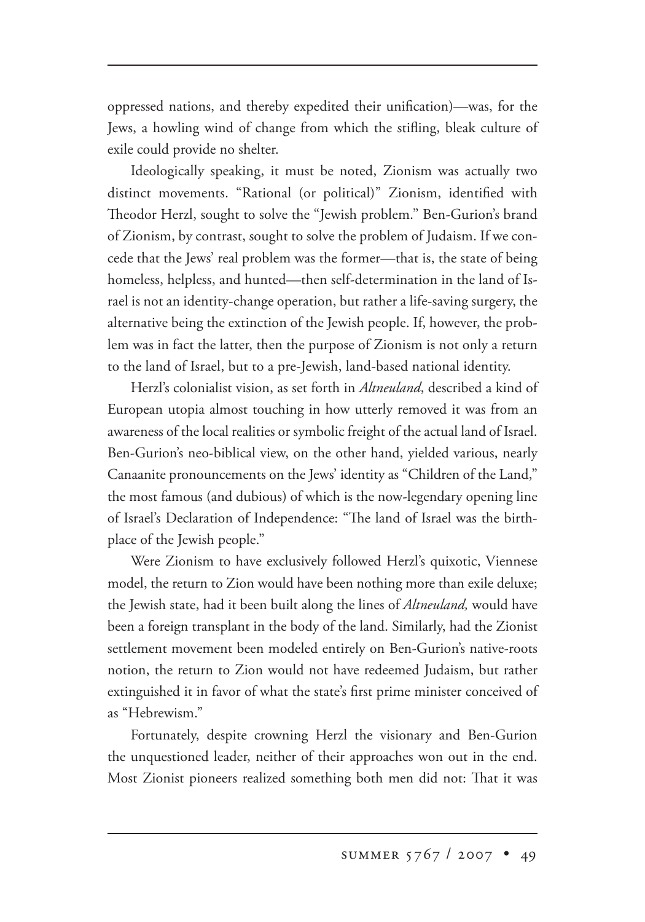oppressed nations, and thereby expedited their unification)—was, for the Jews, a howling wind of change from which the stifling, bleak culture of exile could provide no shelter.

Ideologically speaking, it must be noted, Zionism was actually two distinct movements. "Rational (or political)" Zionism, identified with Theodor Herzl, sought to solve the "Jewish problem." Ben-Gurion's brand of Zionism, by contrast, sought to solve the problem of Judaism. If we concede that the Jews' real problem was the former—that is, the state of being homeless, helpless, and hunted—then self-determination in the land of Israel is not an identity-change operation, but rather a life-saving surgery, the alternative being the extinction of the Jewish people. If, however, the problem was in fact the latter, then the purpose of Zionism is not only a return to the land of Israel, but to a pre-Jewish, land-based national identity.

Herzl's colonialist vision, as set forth in *Altneuland*, described a kind of European utopia almost touching in how utterly removed it was from an awareness of the local realities or symbolic freight of the actual land of Israel. Ben-Gurion's neo-biblical view, on the other hand, yielded various, nearly Canaanite pronouncements on the Jews' identity as "Children of the Land," the most famous (and dubious) of which is the now-legendary opening line of Israel's Declaration of Independence: "The land of Israel was the birthplace of the Jewish people."

Were Zionism to have exclusively followed Herzl's quixotic, Viennese model, the return to Zion would have been nothing more than exile deluxe; the Jewish state, had it been built along the lines of *Altneuland,* would have been a foreign transplant in the body of the land. Similarly, had the Zionist settlement movement been modeled entirely on Ben-Gurion's native-roots notion, the return to Zion would not have redeemed Judaism, but rather extinguished it in favor of what the state's first prime minister conceived of as "Hebrewism."

Fortunately, despite crowning Herzl the visionary and Ben-Gurion the unquestioned leader, neither of their approaches won out in the end. Most Zionist pioneers realized something both men did not: That it was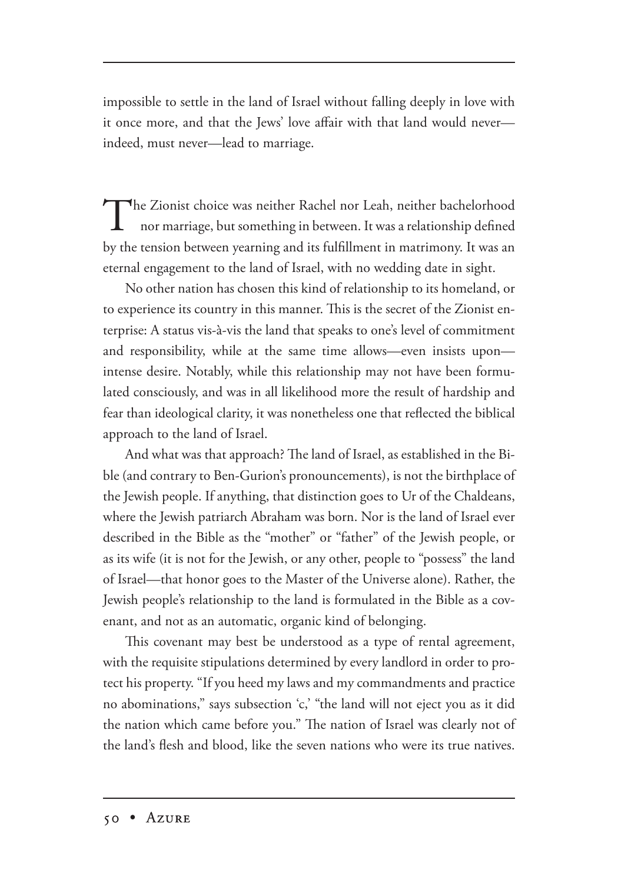impossible to settle in the land of Israel without falling deeply in love with it once more, and that the Jews' love affair with that land would never—indeed, must never—lead to marriage.

The Zionist choice was neither Rachel nor Leah, neither bachelorhood nor marriage, but something in between. It was a relationship defined by the tension between yearning and its fulfillment in matrimony. It was an eternal engagement to the land of Israel, with no wedding date in sight.

No other nation has chosen this kind of relationship to its homeland, or to experience its country in this manner. This is the secret of the Zionist enterprise: A status vis-à-vis the land that speaks to one's level of commitment and responsibility, while at the same time allows—even insists upon—intense desire. Notably, while this relationship may not have been formulated consciously, and was in all likelihood more the result of hardship and fear than ideological clarity, it was nonetheless one that reflected the biblical approach to the land of Israel.

And what was that approach? The land of Israel, as established in the Bible (and contrary to Ben-Gurion's pronouncements), is not the birthplace of the Jewish people. If anything, that distinction goes to Ur of the Chaldeans, where the Jewish patriarch Abraham was born. Nor is the land of Israel ever described in the Bible as the "mother" or "father" of the Jewish people, or as its wife (it is not for the Jewish, or any other, people to "possess" the land of Israel—that honor goes to the Master of the Universe alone). Rather, the Jewish people's relationship to the land is formulated in the Bible as a covenant, and not as an automatic, organic kind of belonging.

This covenant may best be understood as a type of rental agreement, with the requisite stipulations determined by every landlord in order to protect his property. "If you heed my laws and my commandments and practice no abominations," says subsection 'c,' "the land will not eject you as it did the nation which came before you." The nation of Israel was clearly not of the land's flesh and blood, like the seven nations who were its true natives.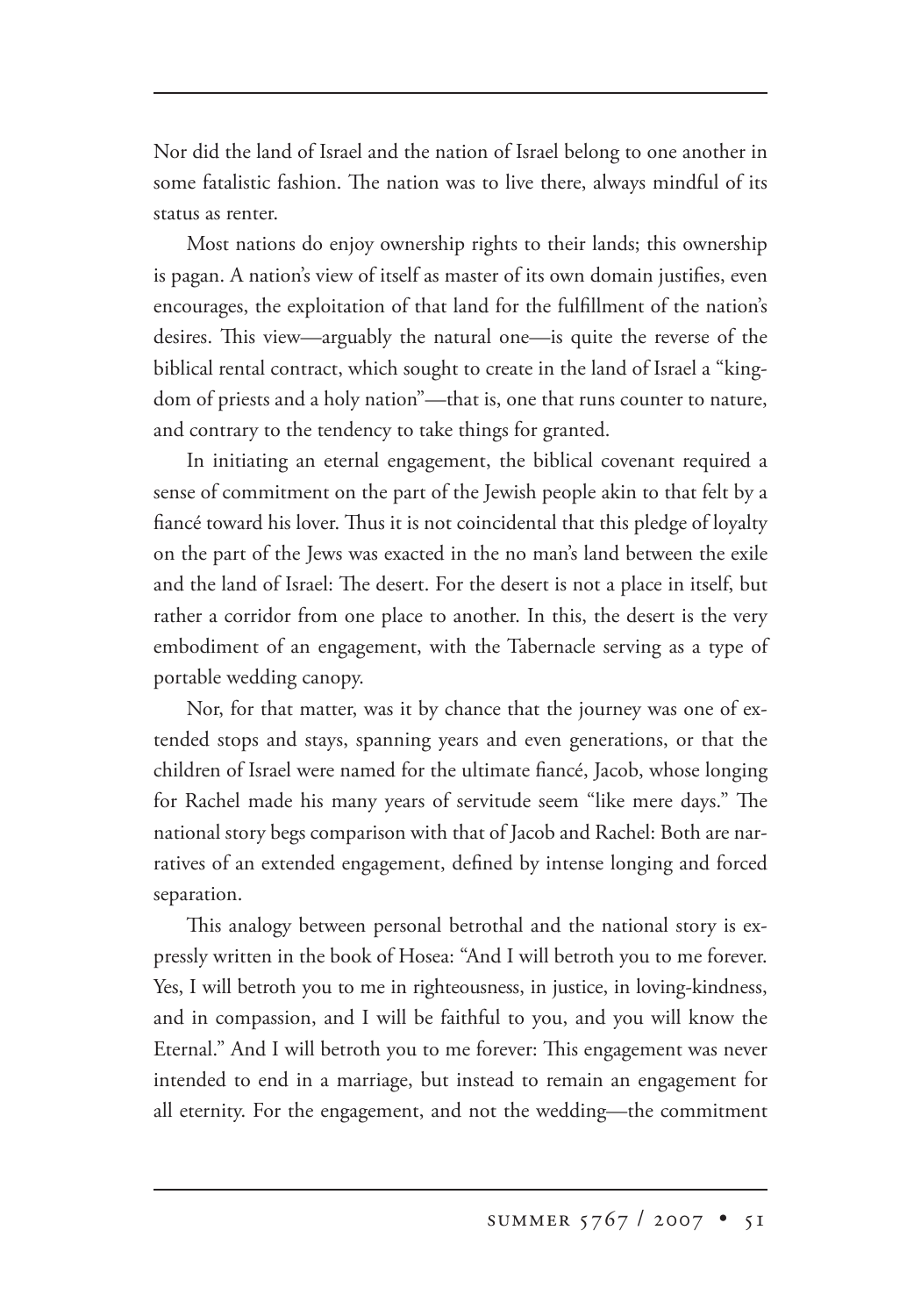Nor did the land of Israel and the nation of Israel belong to one another in some fatalistic fashion. The nation was to live there, always mindful of its status as renter.

Most nations do enjoy ownership rights to their lands; this ownership is pagan. A nation's view of itself as master of its own domain justifies, even encourages, the exploitation of that land for the fulfillment of the nation's desires. This view—arguably the natural one—is quite the reverse of the biblical rental contract, which sought to create in the land of Israel a "kingdom of priests and a holy nation"—that is, one that runs counter to nature, and contrary to the tendency to take things for granted.

In initiating an eternal engagement, the biblical covenant required a sense of commitment on the part of the Jewish people akin to that felt by a fiancé toward his lover. Thus it is not coincidental that this pledge of loyalty on the part of the Jews was exacted in the no man's land between the exile and the land of Israel: The desert. For the desert is not a place in itself, but rather a corridor from one place to another. In this, the desert is the very embodiment of an engagement, with the Tabernacle serving as a type of portable wedding canopy.

Nor, for that matter, was it by chance that the journey was one of extended stops and stays, spanning years and even generations, or that the children of Israel were named for the ultimate fiancé, Jacob, whose longing for Rachel made his many years of servitude seem "like mere days." The national story begs comparison with that of Jacob and Rachel: Both are narratives of an extended engagement, defined by intense longing and forced separation.

This analogy between personal betrothal and the national story is expressly written in the book of Hosea: "And I will betroth you to me forever. Yes, I will betroth you to me in righteousness, in justice, in loving-kindness, and in compassion, and I will be faithful to you, and you will know the Eternal." And I will betroth you to me forever: This engagement was never intended to end in a marriage, but instead to remain an engagement for all eternity. For the engagement, and not the wedding—the commitment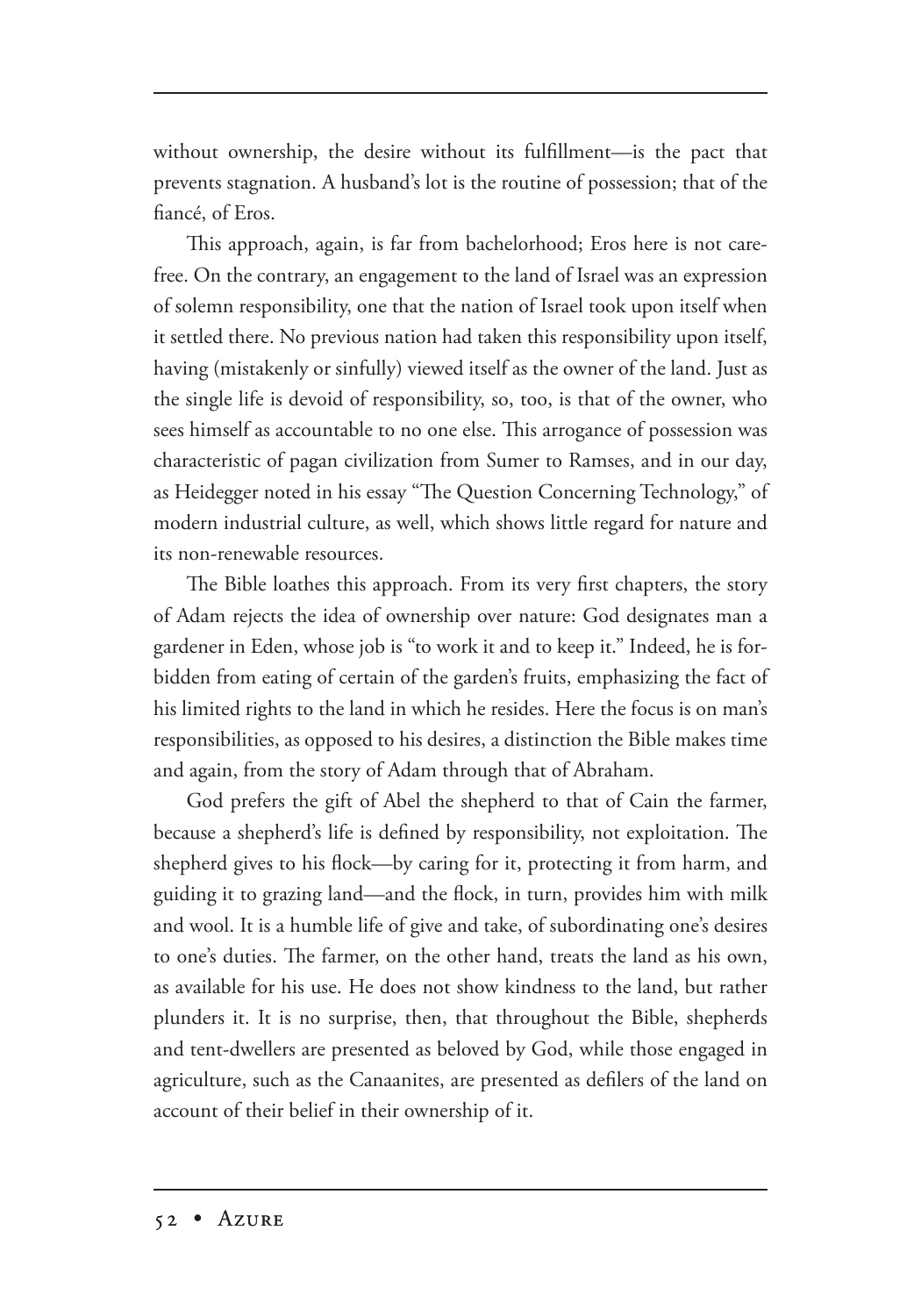without ownership, the desire without its fulfillment—is the pact that prevents stagnation. A husband's lot is the routine of possession; that of the fiancé, of Eros.

This approach, again, is far from bachelorhood; Eros here is not carefree. On the contrary, an engagement to the land of Israel was an expression of solemn responsibility, one that the nation of Israel took upon itself when it settled there. No previous nation had taken this responsibility upon itself, having (mistakenly or sinfully) viewed itself as the owner of the land. Just as the single life is devoid of responsibility, so, too, is that of the owner, who sees himself as accountable to no one else. This arrogance of possession was characteristic of pagan civilization from Sumer to Ramses, and in our day, as Heidegger noted in his essay "The Question Concerning Technology," of modern industrial culture, as well, which shows little regard for nature and its non-renewable resources.

The Bible loathes this approach. From its very first chapters, the story of Adam rejects the idea of ownership over nature: God designates man a gardener in Eden, whose job is "to work it and to keep it." Indeed, he is forbidden from eating of certain of the garden's fruits, emphasizing the fact of his limited rights to the land in which he resides. Here the focus is on man's responsibilities, as opposed to his desires, a distinction the Bible makes time and again, from the story of Adam through that of Abraham.

God prefers the gift of Abel the shepherd to that of Cain the farmer, because a shepherd's life is defined by responsibility, not exploitation. The shepherd gives to his flock—by caring for it, protecting it from harm, and guiding it to grazing land—and the flock, in turn, provides him with milk and wool. It is a humble life of give and take, of subordinating one's desires to one's duties. The farmer, on the other hand, treats the land as his own, as available for his use. He does not show kindness to the land, but rather plunders it. It is no surprise, then, that throughout the Bible, shepherds and tent-dwellers are presented as beloved by God, while those engaged in agriculture, such as the Canaanites, are presented as defilers of the land on account of their belief in their ownership of it.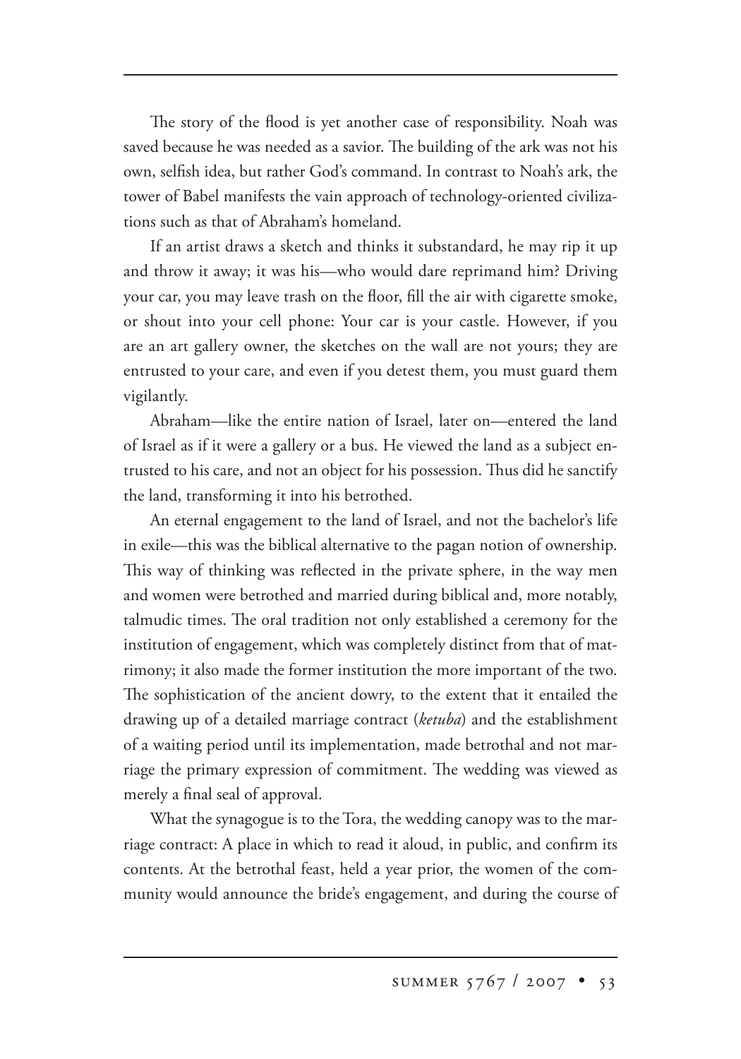The story of the flood is yet another case of responsibility. Noah was saved because he was needed as a savior. The building of the ark was not his own, selfish idea, but rather God's command. In contrast to Noah's ark, the tower of Babel manifests the vain approach of technology-oriented civilizations such as that of Abraham's homeland.

If an artist draws a sketch and thinks it substandard, he may rip it up and throw it away; it was his—who would dare reprimand him? Driving your car, you may leave trash on the floor, fill the air with cigarette smoke, or shout into your cell phone: Your car is your castle. However, if you are an art gallery owner, the sketches on the wall are not yours; they are entrusted to your care, and even if you detest them, you must guard them vigilantly.

Abraham—like the entire nation of Israel, later on—entered the land of Israel as if it were a gallery or a bus. He viewed the land as a subject entrusted to his care, and not an object for his possession. Thus did he sanctify the land, transforming it into his betrothed.

An eternal engagement to the land of Israel, and not the bachelor's life in exile—this was the biblical alternative to the pagan notion of ownership. This way of thinking was reflected in the private sphere, in the way men and women were betrothed and married during biblical and, more notably, talmudic times. The oral tradition not only established a ceremony for the institution of engagement, which was completely distinct from that of matrimony; it also made the former institution the more important of the two. The sophistication of the ancient dowry, to the extent that it entailed the drawing up of a detailed marriage contract (*ketuba*) and the establishment of a waiting period until its implementation, made betrothal and not marriage the primary expression of commitment. The wedding was viewed as merely a final seal of approval.

What the synagogue is to the Tora, the wedding canopy was to the marriage contract: A place in which to read it aloud, in public, and confirm its contents. At the betrothal feast, held a year prior, the women of the community would announce the bride's engagement, and during the course of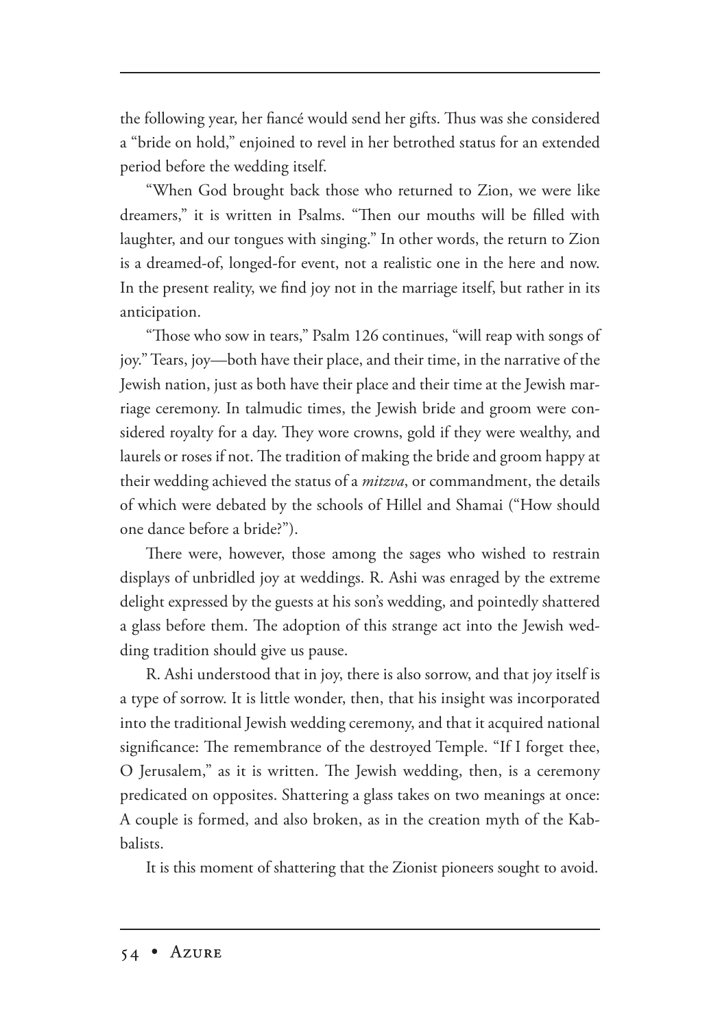the following year, her fiancé would send her gifts. Thus was she considered a "bride on hold," enjoined to revel in her betrothed status for an extended period before the wedding itself.

"When God brought back those who returned to Zion, we were like dreamers," it is written in Psalms. "Then our mouths will be filled with laughter, and our tongues with singing." In other words, the return to Zion is a dreamed-of, longed-for event, not a realistic one in the here and now. In the present reality, we find joy not in the marriage itself, but rather in its anticipation.

"Those who sow in tears," Psalm 126 continues, "will reap with songs of joy." Tears, joy—both have their place, and their time, in the narrative of the Jewish nation, just as both have their place and their time at the Jewish marriage ceremony. In talmudic times, the Jewish bride and groom were considered royalty for a day. They wore crowns, gold if they were wealthy, and laurels or roses if not. The tradition of making the bride and groom happy at their wedding achieved the status of a *mitzva*, or commandment, the details of which were debated by the schools of Hillel and Shamai ("How should one dance before a bride?").

There were, however, those among the sages who wished to restrain displays of unbridled joy at weddings. R. Ashi was enraged by the extreme delight expressed by the guests at his son's wedding, and pointedly shattered a glass before them. The adoption of this strange act into the Jewish wedding tradition should give us pause.

R. Ashi understood that in joy, there is also sorrow, and that joy itself is a type of sorrow. It is little wonder, then, that his insight was incorporated into the traditional Jewish wedding ceremony, and that it acquired national significance: The remembrance of the destroyed Temple. "If I forget thee, O Jerusalem," as it is written. The Jewish wedding, then, is a ceremony predicated on opposites. Shattering a glass takes on two meanings at once: A couple is formed, and also broken, as in the creation myth of the Kabbalists.

It is this moment of shattering that the Zionist pioneers sought to avoid.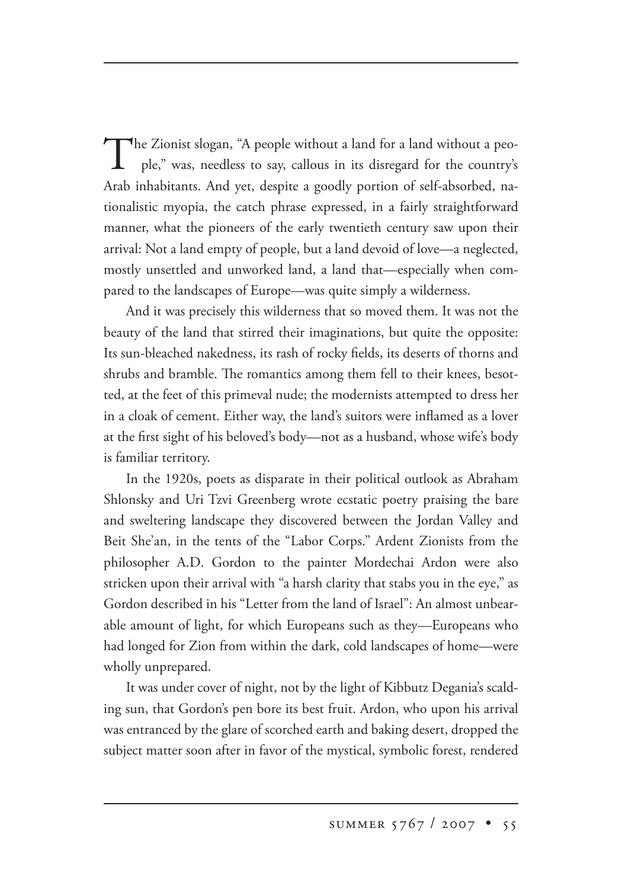The Zionist slogan, "A people without a land for a land without a people," was, needless to say, callous in its disregard for the country's Arab inhabitants. And yet, despite a goodly portion of self-absorbed, nationalistic myopia, the catch phrase expressed, in a fairly straightforward manner, what the pioneers of the early twentieth century saw upon their arrival: Not a land empty of people, but a land devoid of love—a neglected, mostly unsettled and unworked land, a land that—especially when compared to the landscapes of Europe—was quite simply a wilderness.

And it was precisely this wilderness that so moved them. It was not the beauty of the land that stirred their imaginations, but quite the opposite: Its sun-bleached nakedness, its rash of rocky fields, its deserts of thorns and shrubs and bramble. The romantics among them fell to their knees, besotted, at the feet of this primeval nude; the modernists attempted to dress her in a cloak of cement. Either way, the land's suitors were inflamed as a lover at the first sight of his beloved's body—not as a husband, whose wife's body is familiar territory.

In the 1920s, poets as disparate in their political outlook as Abraham Shlonsky and Uri Tzvi Greenberg wrote ecstatic poetry praising the bare and sweltering landscape they discovered between the Jordan Valley and Beit She'an, in the tents of the "Labor Corps." Ardent Zionists from the philosopher A.D. Gordon to the painter Mordechai Ardon were also stricken upon their arrival with "a harsh clarity that stabs you in the eye," as Gordon described in his "Letter from the land of Israel": An almost unbearable amount of light, for which Europeans such as they—Europeans who had longed for Zion from within the dark, cold landscapes of home—were wholly unprepared.

It was under cover of night, not by the light of Kibbutz Degania's scalding sun, that Gordon's pen bore its best fruit. Ardon, who upon his arrival was entranced by the glare of scorched earth and baking desert, dropped the subject matter soon after in favor of the mystical, symbolic forest, rendered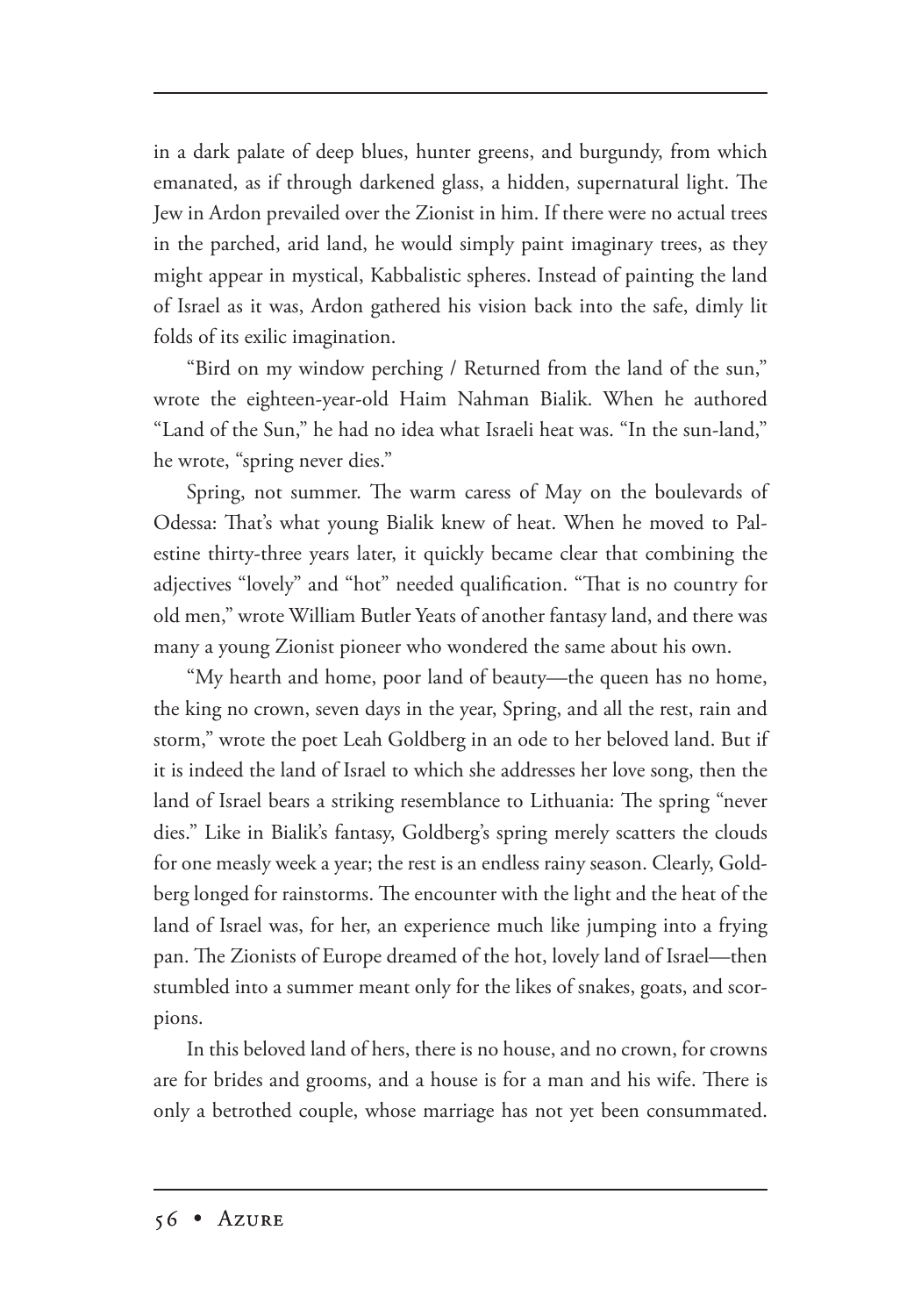in a dark palate of deep blues, hunter greens, and burgundy, from which emanated, as if through darkened glass, a hidden, supernatural light. The Jew in Ardon prevailed over the Zionist in him. If there were no actual trees in the parched, arid land, he would simply paint imaginary trees, as they might appear in mystical, Kabbalistic spheres. Instead of painting the land of Israel as it was, Ardon gathered his vision back into the safe, dimly lit folds of its exilic imagination.

"Bird on my window perching / Returned from the land of the sun," wrote the eighteen-year-old Haim Nahman Bialik. When he authored "Land of the Sun," he had no idea what Israeli heat was. "In the sun-land," he wrote, "spring never dies."

Spring, not summer. The warm caress of May on the boulevards of Odessa: That's what young Bialik knew of heat. When he moved to Palestine thirty-three years later, it quickly became clear that combining the adjectives "lovely" and "hot" needed qualification. "That is no country for old men," wrote William Butler Yeats of another fantasy land, and there was many a young Zionist pioneer who wondered the same about his own.

"My hearth and home, poor land of beauty—the queen has no home, the king no crown, seven days in the year, Spring, and all the rest, rain and storm," wrote the poet Leah Goldberg in an ode to her beloved land. But if it is indeed the land of Israel to which she addresses her love song, then the land of Israel bears a striking resemblance to Lithuania: The spring "never dies." Like in Bialik's fantasy, Goldberg's spring merely scatters the clouds for one measly week a year; the rest is an endless rainy season. Clearly, Goldberg longed for rainstorms. The encounter with the light and the heat of the land of Israel was, for her, an experience much like jumping into a frying pan. The Zionists of Europe dreamed of the hot, lovely land of Israel—then stumbled into a summer meant only for the likes of snakes, goats, and scorpions.

In this beloved land of hers, there is no house, and no crown, for crowns are for brides and grooms, and a house is for a man and his wife. There is only a betrothed couple, whose marriage has not yet been consummated.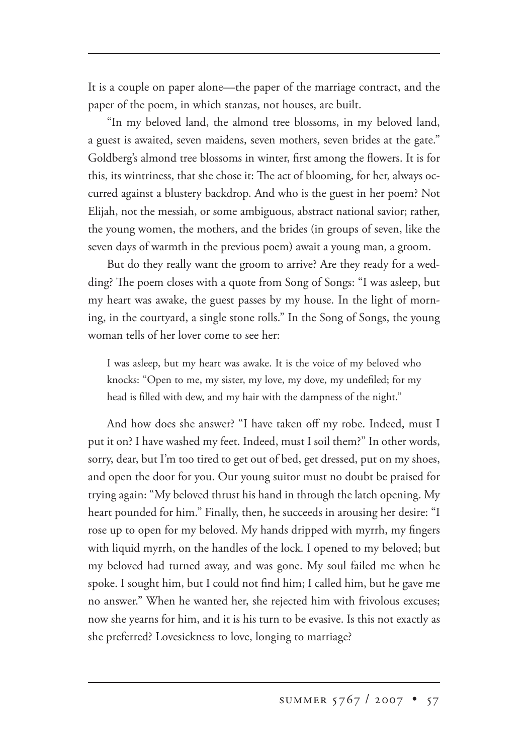It is a couple on paper alone—the paper of the marriage contract, and the paper of the poem, in which stanzas, not houses, are built.

"In my beloved land, the almond tree blossoms, in my beloved land, a guest is awaited, seven maidens, seven mothers, seven brides at the gate." Goldberg's almond tree blossoms in winter, first among the flowers. It is for this, its wintriness, that she chose it: The act of blooming, for her, always occurred against a blustery backdrop. And who is the guest in her poem? Not Elijah, not the messiah, or some ambiguous, abstract national savior; rather, the young women, the mothers, and the brides (in groups of seven, like the seven days of warmth in the previous poem) await a young man, a groom.

But do they really want the groom to arrive? Are they ready for a wedding? The poem closes with a quote from Song of Songs: "I was asleep, but my heart was awake, the guest passes by my house. In the light of morning, in the courtyard, a single stone rolls." In the Song of Songs, the young woman tells of her lover come to see her:

> I was asleep, but my heart was awake. It is the voice of my beloved who knocks: "Open to me, my sister, my love, my dove, my undefiled; for my head is filled with dew, and my hair with the dampness of the night."

And how does she answer? "I have taken off my robe. Indeed, must I put it on? I have washed my feet. Indeed, must I soil them?" In other words, sorry, dear, but I'm too tired to get out of bed, get dressed, put on my shoes, and open the door for you. Our young suitor must no doubt be praised for trying again: "My beloved thrust his hand in through the latch opening. My heart pounded for him." Finally, then, he succeeds in arousing her desire: "I rose up to open for my beloved. My hands dripped with myrrh, my fingers with liquid myrrh, on the handles of the lock. I opened to my beloved; but my beloved had turned away, and was gone. My soul failed me when he spoke. I sought him, but I could not find him; I called him, but he gave me no answer." When he wanted her, she rejected him with frivolous excuses; now she yearns for him, and it is his turn to be evasive. Is this not exactly as she preferred? Lovesickness to love, longing to marriage?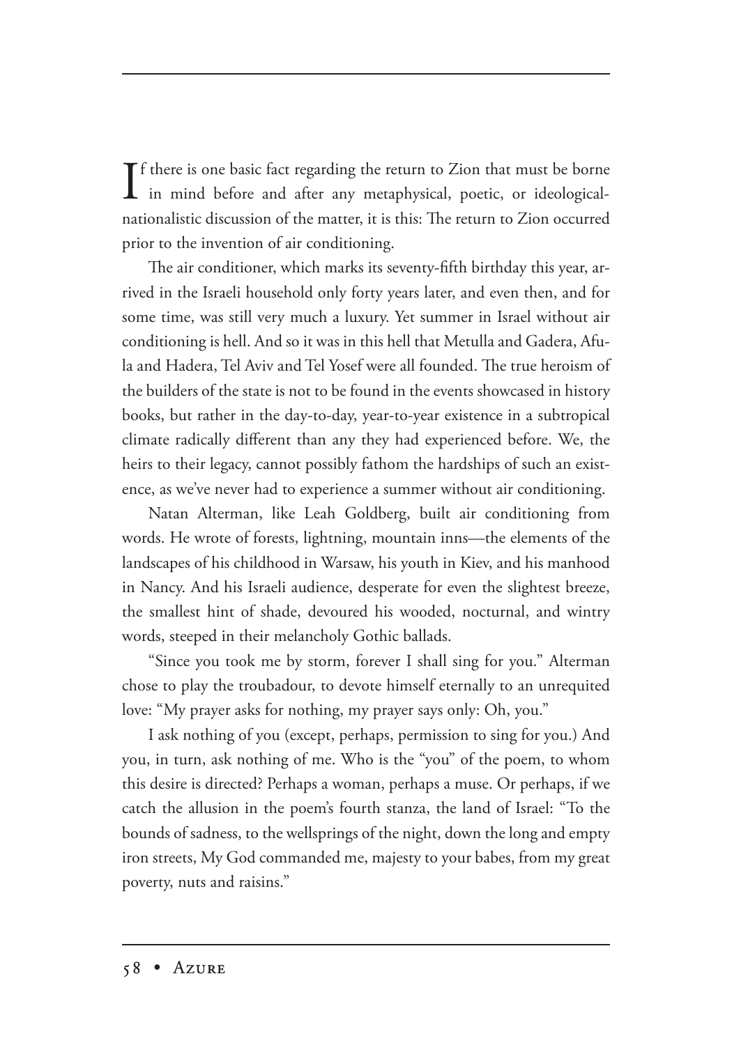If there is one basic fact regarding the return to Zion that must be borne in mind before and after any metaphysical, poetic, or ideological-nationalistic discussion of the matter, it is this: The return to Zion occurred prior to the invention of air conditioning.

The air conditioner, which marks its seventy-fifth birthday this year, arrived in the Israeli household only forty years later, and even then, and for some time, was still very much a luxury. Yet summer in Israel without air conditioning is hell. And so it was in this hell that Metulla and Gadera, Afula and Hadera, Tel Aviv and Tel Yosef were all founded. The true heroism of the builders of the state is not to be found in the events showcased in history books, but rather in the day-to-day, year-to-year existence in a subtropical climate radically different than any they had experienced before. We, the heirs to their legacy, cannot possibly fathom the hardships of such an existence, as we've never had to experience a summer without air conditioning.

Natan Alterman, like Leah Goldberg, built air conditioning from words. He wrote of forests, lightning, mountain inns—the elements of the landscapes of his childhood in Warsaw, his youth in Kiev, and his manhood in Nancy. And his Israeli audience, desperate for even the slightest breeze, the smallest hint of shade, devoured his wooded, nocturnal, and wintry words, steeped in their melancholy Gothic ballads.

"Since you took me by storm, forever I shall sing for you." Alterman chose to play the troubadour, to devote himself eternally to an unrequited love: "My prayer asks for nothing, my prayer says only: Oh, you."

I ask nothing of you (except, perhaps, permission to sing for you.) And you, in turn, ask nothing of me. Who is the "you" of the poem, to whom this desire is directed? Perhaps a woman, perhaps a muse. Or perhaps, if we catch the allusion in the poem's fourth stanza, the land of Israel: "To the bounds of sadness, to the wellsprings of the night, down the long and empty iron streets, My God commanded me, majesty to your babes, from my great poverty, nuts and raisins."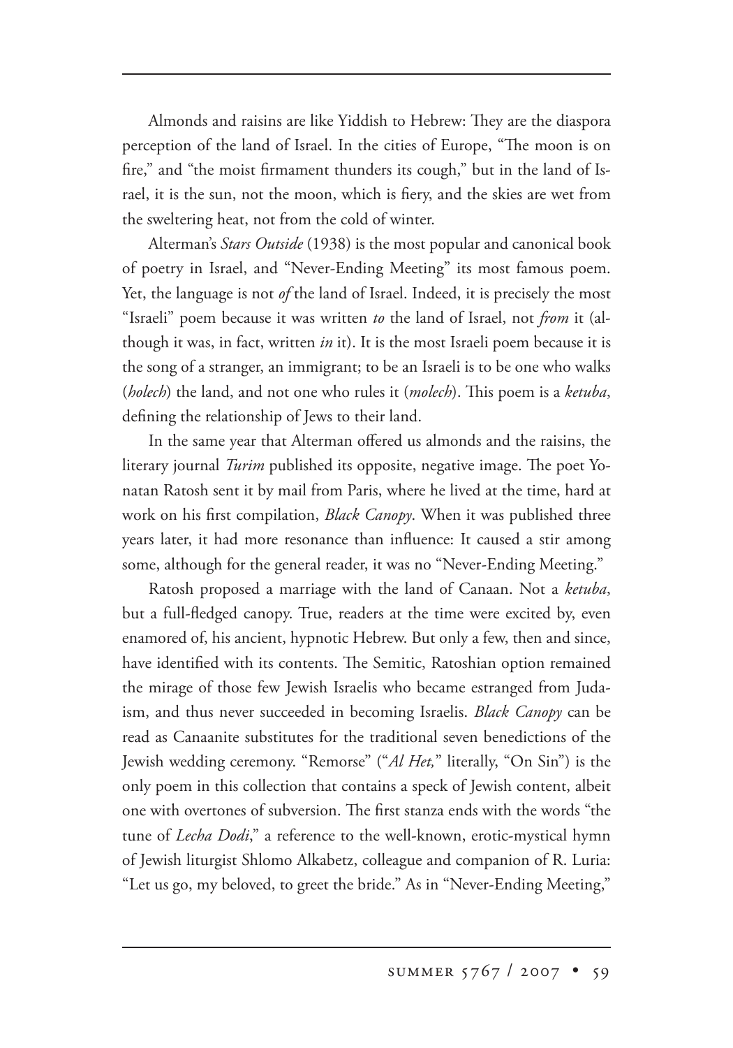Almonds and raisins are like Yiddish to Hebrew: They are the diaspora perception of the land of Israel. In the cities of Europe, "The moon is on fire," and "the moist firmament thunders its cough," but in the land of Israel, it is the sun, not the moon, which is fiery, and the skies are wet from the sweltering heat, not from the cold of winter.

Alterman's *Stars Outside* (1938) is the most popular and canonical book of poetry in Israel, and "Never-Ending Meeting" its most famous poem. Yet, the language is not *of* the land of Israel. Indeed, it is precisely the most "Israeli" poem because it was written *to* the land of Israel, not *from* it (although it was, in fact, written *in* it). It is the most Israeli poem because it is the song of a stranger, an immigrant; to be an Israeli is to be one who walks (*holech*) the land, and not one who rules it (*molech*). This poem is a *ketuba*, defining the relationship of Jews to their land.

In the same year that Alterman offered us almonds and the raisins, the literary journal *Turim* published its opposite, negative image. The poet Yonatan Ratosh sent it by mail from Paris, where he lived at the time, hard at work on his first compilation, *Black Canopy*. When it was published three years later, it had more resonance than influence: It caused a stir among some, although for the general reader, it was no "Never-Ending Meeting."

Ratosh proposed a marriage with the land of Canaan. Not a *ketuba*, but a full-fledged canopy. True, readers at the time were excited by, even enamored of, his ancient, hypnotic Hebrew. But only a few, then and since, have identified with its contents. The Semitic, Ratoshian option remained the mirage of those few Jewish Israelis who became estranged from Judaism, and thus never succeeded in becoming Israelis. *Black Canopy* can be read as Canaanite substitutes for the traditional seven benedictions of the Jewish wedding ceremony. "Remorse" ("*Al Het,*" literally, "On Sin") is the only poem in this collection that contains a speck of Jewish content, albeit one with overtones of subversion. The first stanza ends with the words "the tune of *Lecha Dodi*," a reference to the well-known, erotic-mystical hymn of Jewish liturgist Shlomo Alkabetz, colleague and companion of R. Luria: "Let us go, my beloved, to greet the bride." As in "Never-Ending Meeting,"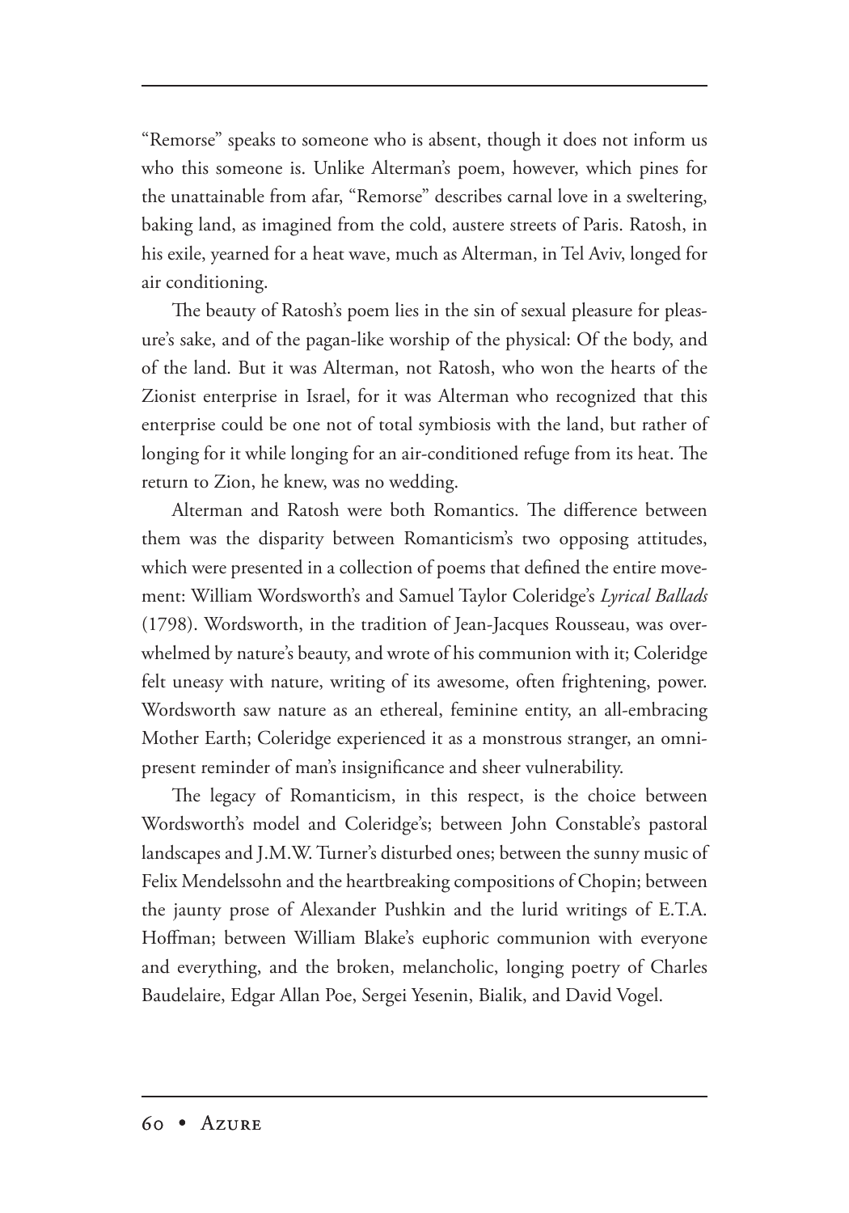"Remorse" speaks to someone who is absent, though it does not inform us who this someone is. Unlike Alterman's poem, however, which pines for the unattainable from afar, "Remorse" describes carnal love in a sweltering, baking land, as imagined from the cold, austere streets of Paris. Ratosh, in his exile, yearned for a heat wave, much as Alterman, in Tel Aviv, longed for air conditioning.

The beauty of Ratosh's poem lies in the sin of sexual pleasure for pleasure's sake, and of the pagan-like worship of the physical: Of the body, and of the land. But it was Alterman, not Ratosh, who won the hearts of the Zionist enterprise in Israel, for it was Alterman who recognized that this enterprise could be one not of total symbiosis with the land, but rather of longing for it while longing for an air-conditioned refuge from its heat. The return to Zion, he knew, was no wedding.

Alterman and Ratosh were both Romantics. The difference between them was the disparity between Romanticism's two opposing attitudes, which were presented in a collection of poems that defined the entire movement: William Wordsworth's and Samuel Taylor Coleridge's *Lyrical Ballads* (1798). Wordsworth, in the tradition of Jean-Jacques Rousseau, was overwhelmed by nature's beauty, and wrote of his communion with it; Coleridge felt uneasy with nature, writing of its awesome, often frightening, power. Wordsworth saw nature as an ethereal, feminine entity, an all-embracing Mother Earth; Coleridge experienced it as a monstrous stranger, an omnipresent reminder of man's insignificance and sheer vulnerability.

The legacy of Romanticism, in this respect, is the choice between Wordsworth's model and Coleridge's; between John Constable's pastoral landscapes and J.M.W. Turner's disturbed ones; between the sunny music of Felix Mendelssohn and the heartbreaking compositions of Chopin; between the jaunty prose of Alexander Pushkin and the lurid writings of E.T.A. Hoffman; between William Blake's euphoric communion with everyone and everything, and the broken, melancholic, longing poetry of Charles Baudelaire, Edgar Allan Poe, Sergei Yesenin, Bialik, and David Vogel.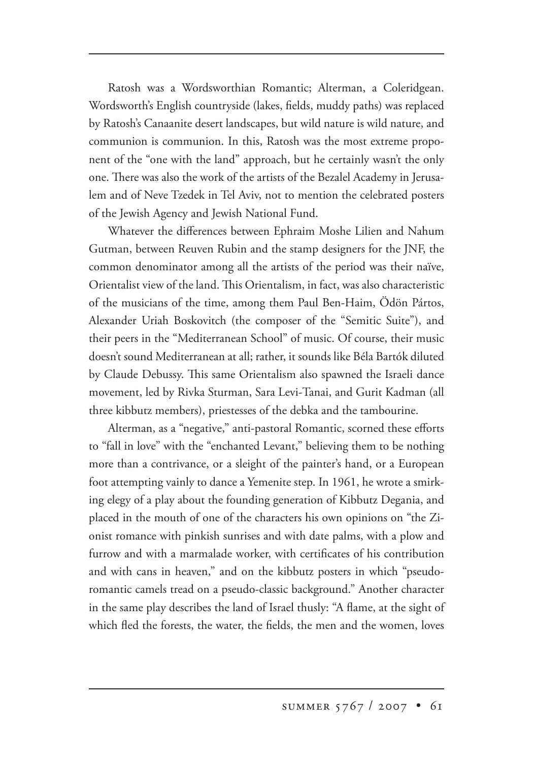Ratosh was a Wordsworthian Romantic; Alterman, a Coleridgean. Wordsworth's English countryside (lakes, fields, muddy paths) was replaced by Ratosh's Canaanite desert landscapes, but wild nature is wild nature, and communion is communion. In this, Ratosh was the most extreme proponent of the "one with the land" approach, but he certainly wasn't the only one. There was also the work of the artists of the Bezalel Academy in Jerusalem and of Neve Tzedek in Tel Aviv, not to mention the celebrated posters of the Jewish Agency and Jewish National Fund.

Whatever the differences between Ephraim Moshe Lilien and Nahum Gutman, between Reuven Rubin and the stamp designers for the JNF, the common denominator among all the artists of the period was their naïve, Orientalist view of the land. This Orientalism, in fact, was also characteristic of the musicians of the time, among them Paul Ben-Haim, Ödön Pártos, Alexander Uriah Boskovitch (the composer of the "Semitic Suite"), and their peers in the "Mediterranean School" of music. Of course, their music doesn't sound Mediterranean at all; rather, it sounds like Béla Bartók diluted by Claude Debussy. This same Orientalism also spawned the Israeli dance movement, led by Rivka Sturman, Sara Levi-Tanai, and Gurit Kadman (all three kibbutz members), priestesses of the debka and the tambourine.

Alterman, as a "negative," anti-pastoral Romantic, scorned these efforts to "fall in love" with the "enchanted Levant," believing them to be nothing more than a contrivance, or a sleight of the painter's hand, or a European foot attempting vainly to dance a Yemenite step. In 1961, he wrote a smirking elegy of a play about the founding generation of Kibbutz Degania, and placed in the mouth of one of the characters his own opinions on "the Zionist romance with pinkish sunrises and with date palms, with a plow and furrow and with a marmalade worker, with certificates of his contribution and with cans in heaven," and on the kibbutz posters in which "pseudo-romantic camels tread on a pseudo-classic background." Another character in the same play describes the land of Israel thusly: "A flame, at the sight of which fled the forests, the water, the fields, the men and the women, loves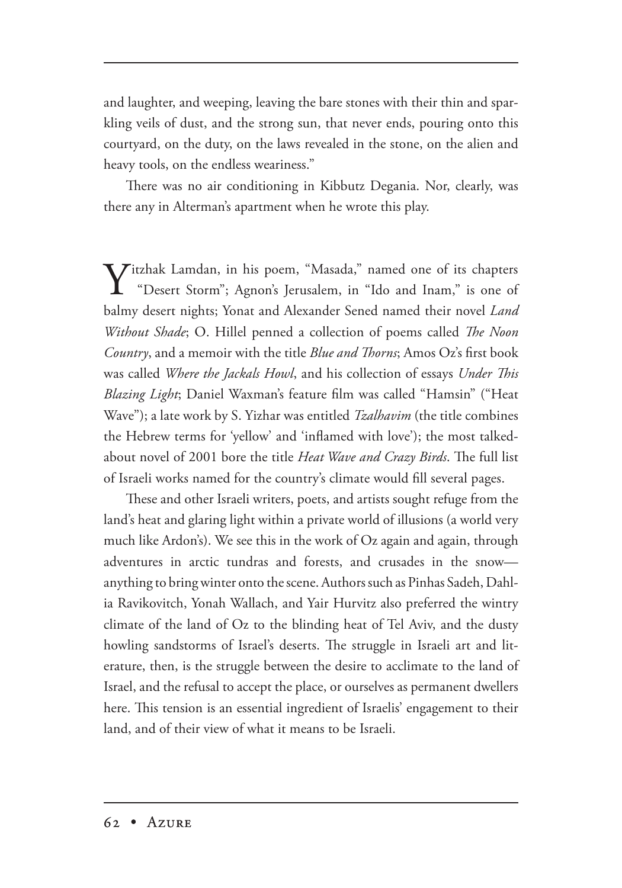and laughter, and weeping, leaving the bare stones with their thin and sparkling veils of dust, and the strong sun, that never ends, pouring onto this courtyard, on the duty, on the laws revealed in the stone, on the alien and heavy tools, on the endless weariness."

There was no air conditioning in Kibbutz Degania. Nor, clearly, was there any in Alterman's apartment when he wrote this play.

Yitzhak Lamdan, in his poem, "Masada," named one of its chapters "Desert Storm"; Agnon's Jerusalem, in "Ido and Inam," is one of balmy desert nights; Yonat and Alexander Sened named their novel *Land Without Shade*; O. Hillel penned a collection of poems called *The Noon Country*, and a memoir with the title *Blue and Thorns*; Amos Oz's first book was called *Where the Jackals Howl*, and his collection of essays *Under This Blazing Light*; Daniel Waxman's feature film was called "Hamsin" ("Heat Wave"); a late work by S. Yizhar was entitled *Tzalhavim* (the title combines the Hebrew terms for 'yellow' and 'inflamed with love'); the most talked-about novel of 2001 bore the title *Heat Wave and Crazy Birds*. The full list of Israeli works named for the country's climate would fill several pages.

These and other Israeli writers, poets, and artists sought refuge from the land's heat and glaring light within a private world of illusions (a world very much like Ardon's). We see this in the work of Oz again and again, through adventures in arctic tundras and forests, and crusades in the snow—anything to bring winter onto the scene. Authors such as Pinhas Sadeh, Dahlia Ravikovitch, Yonah Wallach, and Yair Hurvitz also preferred the wintry climate of the land of Oz to the blinding heat of Tel Aviv, and the dusty howling sandstorms of Israel's deserts. The struggle in Israeli art and literature, then, is the struggle between the desire to acclimate to the land of Israel, and the refusal to accept the place, or ourselves as permanent dwellers here. This tension is an essential ingredient of Israelis' engagement to their land, and of their view of what it means to be Israeli.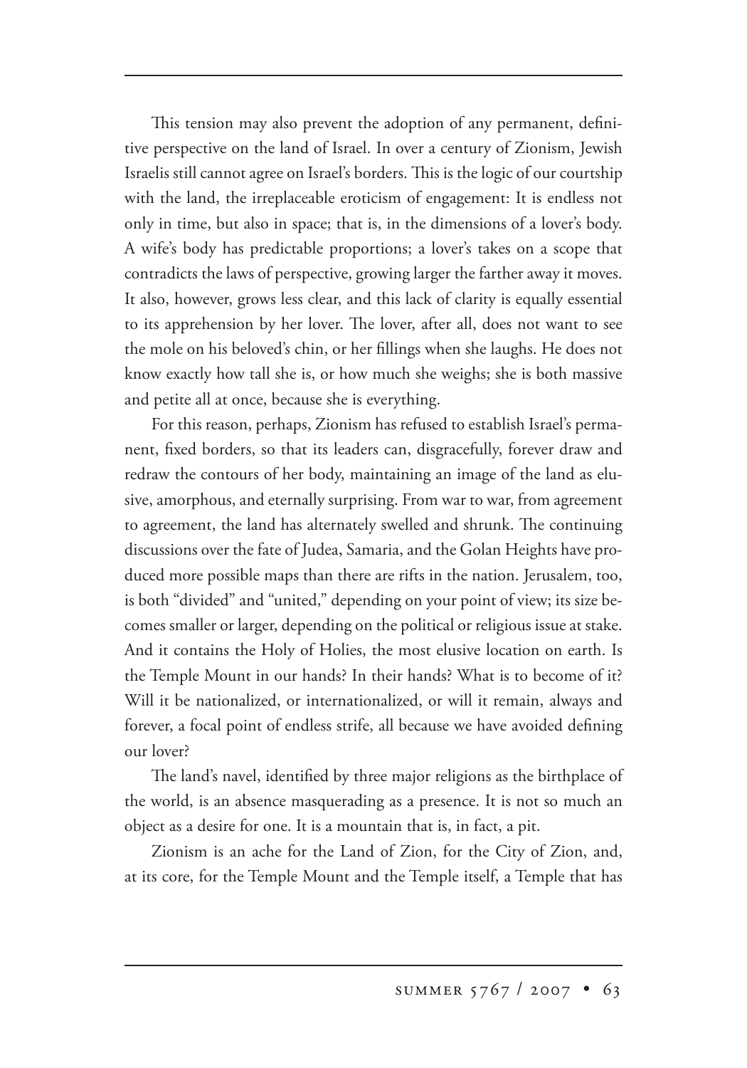This tension may also prevent the adoption of any permanent, definitive perspective on the land of Israel. In over a century of Zionism, Jewish Israelis still cannot agree on Israel's borders. This is the logic of our courtship with the land, the irreplaceable eroticism of engagement: It is endless not only in time, but also in space; that is, in the dimensions of a lover's body. A wife's body has predictable proportions; a lover's takes on a scope that contradicts the laws of perspective, growing larger the farther away it moves. It also, however, grows less clear, and this lack of clarity is equally essential to its apprehension by her lover. The lover, after all, does not want to see the mole on his beloved's chin, or her fillings when she laughs. He does not know exactly how tall she is, or how much she weighs; she is both massive and petite all at once, because she is everything.

For this reason, perhaps, Zionism has refused to establish Israel's permanent, fixed borders, so that its leaders can, disgracefully, forever draw and redraw the contours of her body, maintaining an image of the land as elusive, amorphous, and eternally surprising. From war to war, from agreement to agreement, the land has alternately swelled and shrunk. The continuing discussions over the fate of Judea, Samaria, and the Golan Heights have produced more possible maps than there are rifts in the nation. Jerusalem, too, is both "divided" and "united," depending on your point of view; its size becomes smaller or larger, depending on the political or religious issue at stake. And it contains the Holy of Holies, the most elusive location on earth. Is the Temple Mount in our hands? In their hands? What is to become of it? Will it be nationalized, or internationalized, or will it remain, always and forever, a focal point of endless strife, all because we have avoided defining our lover?

The land's navel, identified by three major religions as the birthplace of the world, is an absence masquerading as a presence. It is not so much an object as a desire for one. It is a mountain that is, in fact, a pit.

Zionism is an ache for the Land of Zion, for the City of Zion, and, at its core, for the Temple Mount and the Temple itself, a Temple that has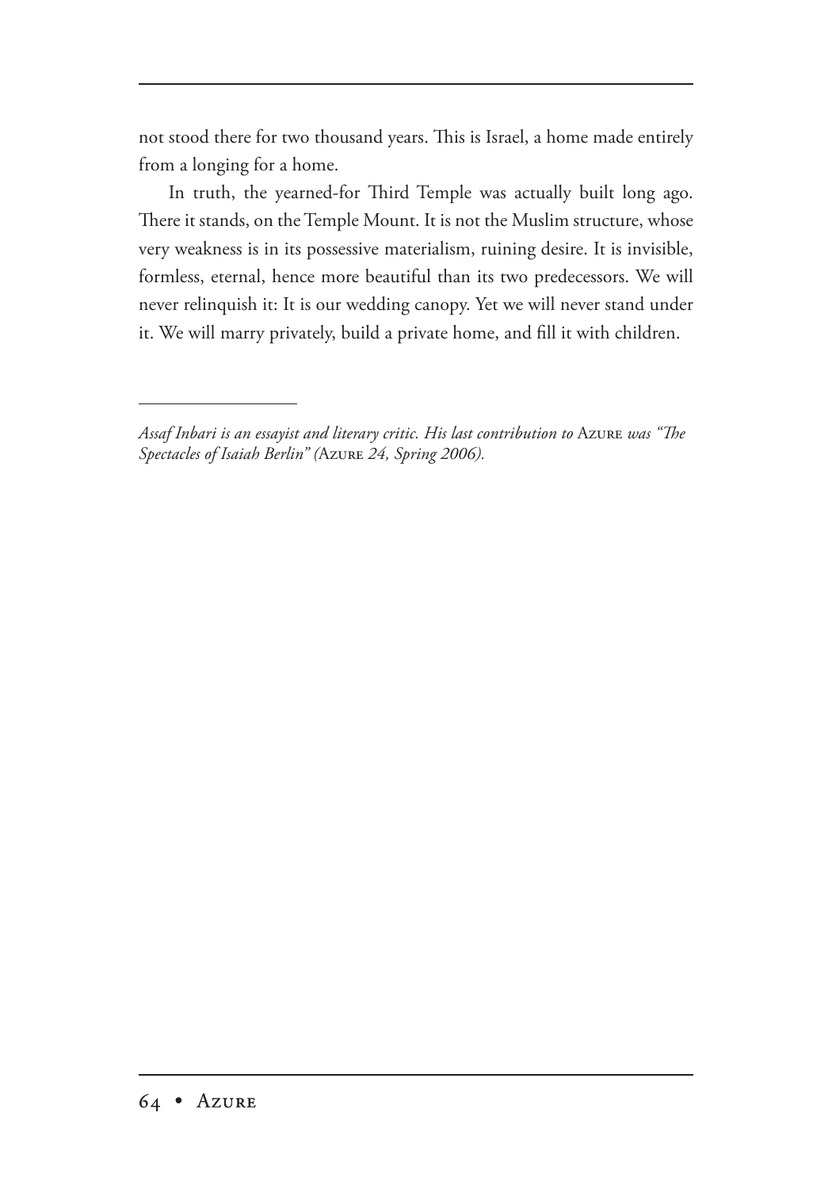not stood there for two thousand years. This is Israel, a home made entirely from a longing for a home.

In truth, the yearned-for Third Temple was actually built long ago. There it stands, on the Temple Mount. It is not the Muslim structure, whose very weakness is in its possessive materialism, ruining desire. It is invisible, formless, eternal, hence more beautiful than its two predecessors. We will never relinquish it: It is our wedding canopy. Yet we will never stand under it. We will marry privately, build a private home, and fill it with children.

---

*Assaf Inbari is an essayist and literary critic. His last contribution to* AZURE *was "The Spectacles of Isaiah Berlin" (*AZURE *24, Spring 2006).*